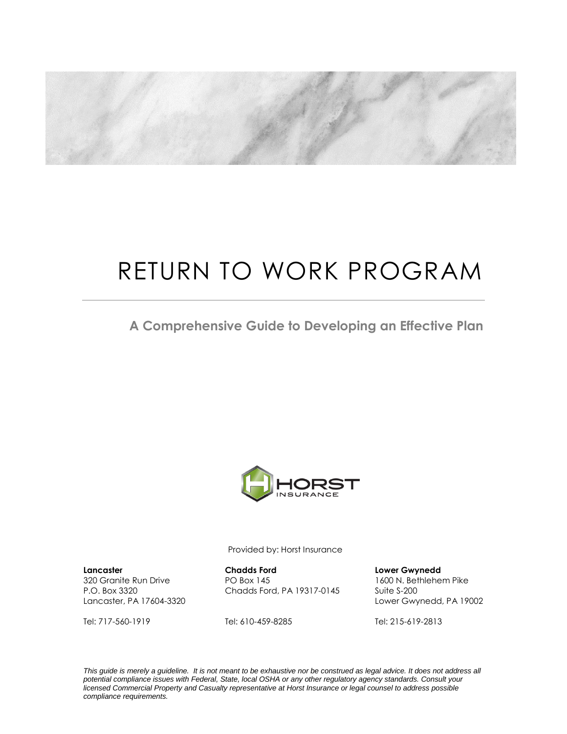# RETURN TO WORK PROGRAM

## A Comprehensive Guide to Developing an Effective Plan

Provided by: Horst Insurance

**Lancaster**
320 Granite Run Drive
P.O. Box 3320
Lancaster, PA 17604-3320

Tel: 717-560-1919

**Chadds Ford**
PO Box 145
Chadds Ford, PA 19317-0145

Tel: 610-459-8285

**Lower Gwynedd**
1600 N. Bethlehem Pike
Suite S-200
Lower Gwynedd, PA 19002

Tel: 215-619-2813

*This guide is merely a guideline. It is not meant to be exhaustive nor be construed as legal advice. It does not address all potential compliance issues with Federal, State, local OSHA or any other regulatory agency standards. Consult your licensed Commercial Property and Casualty representative at Horst Insurance or legal counsel to address possible compliance requirements.*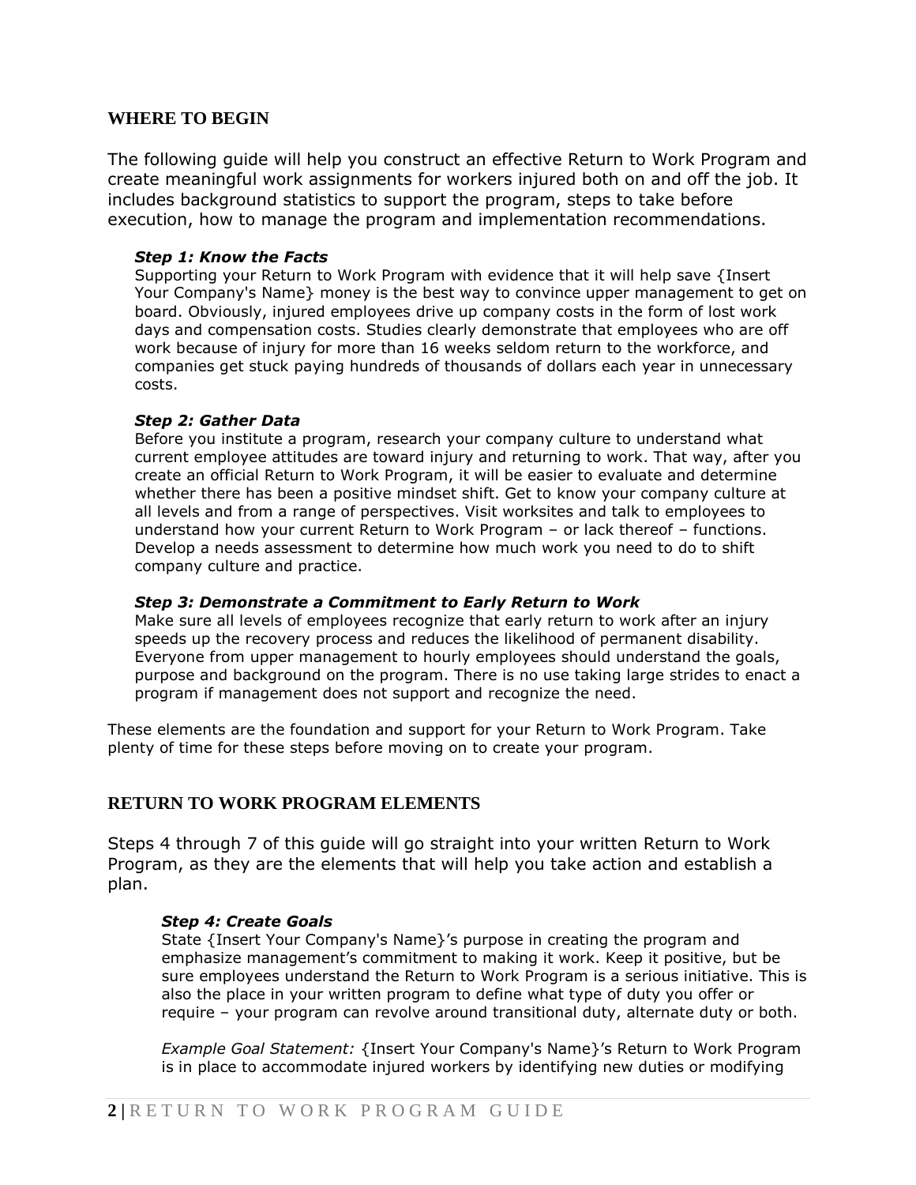## WHERE TO BEGIN

The following guide will help you construct an effective Return to Work Program and create meaningful work assignments for workers injured both on and off the job. It includes background statistics to support the program, steps to take before execution, how to manage the program and implementation recommendations.

***Step 1: Know the Facts***

Supporting your Return to Work Program with evidence that it will help save {Insert Your Company's Name} money is the best way to convince upper management to get on board. Obviously, injured employees drive up company costs in the form of lost work days and compensation costs. Studies clearly demonstrate that employees who are off work because of injury for more than 16 weeks seldom return to the workforce, and companies get stuck paying hundreds of thousands of dollars each year in unnecessary costs.

***Step 2: Gather Data***

Before you institute a program, research your company culture to understand what current employee attitudes are toward injury and returning to work. That way, after you create an official Return to Work Program, it will be easier to evaluate and determine whether there has been a positive mindset shift. Get to know your company culture at all levels and from a range of perspectives. Visit worksites and talk to employees to understand how your current Return to Work Program – or lack thereof – functions. Develop a needs assessment to determine how much work you need to do to shift company culture and practice.

***Step 3: Demonstrate a Commitment to Early Return to Work***

Make sure all levels of employees recognize that early return to work after an injury speeds up the recovery process and reduces the likelihood of permanent disability. Everyone from upper management to hourly employees should understand the goals, purpose and background on the program. There is no use taking large strides to enact a program if management does not support and recognize the need.

These elements are the foundation and support for your Return to Work Program. Take plenty of time for these steps before moving on to create your program.

## RETURN TO WORK PROGRAM ELEMENTS

Steps 4 through 7 of this guide will go straight into your written Return to Work Program, as they are the elements that will help you take action and establish a plan.

***Step 4: Create Goals***

State {Insert Your Company's Name}'s purpose in creating the program and emphasize management's commitment to making it work. Keep it positive, but be sure employees understand the Return to Work Program is a serious initiative. This is also the place in your written program to define what type of duty you offer or require – your program can revolve around transitional duty, alternate duty or both.

*Example Goal Statement:* {Insert Your Company's Name}'s Return to Work Program is in place to accommodate injured workers by identifying new duties or modifying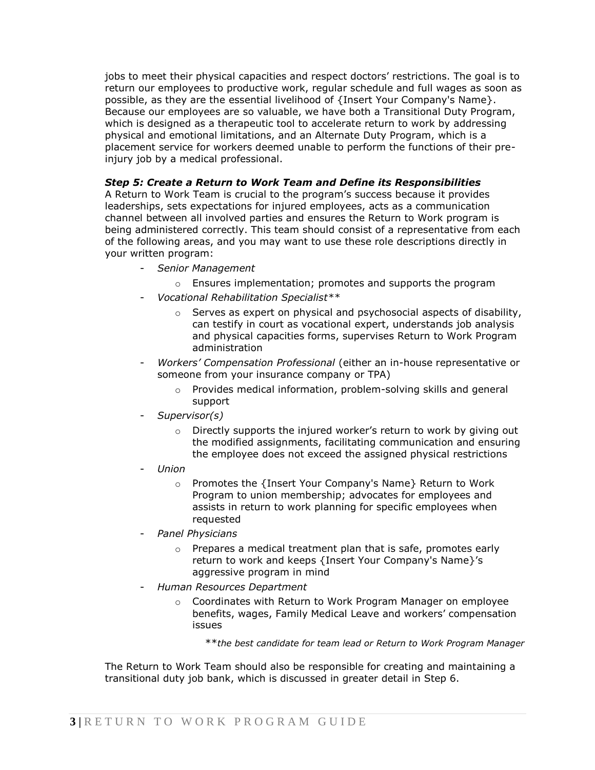jobs to meet their physical capacities and respect doctors' restrictions. The goal is to return our employees to productive work, regular schedule and full wages as soon as possible, as they are the essential livelihood of {Insert Your Company's Name}. Because our employees are so valuable, we have both a Transitional Duty Program, which is designed as a therapeutic tool to accelerate return to work by addressing physical and emotional limitations, and an Alternate Duty Program, which is a placement service for workers deemed unable to perform the functions of their pre-injury job by a medical professional.

***Step 5: Create a Return to Work Team and Define its Responsibilities***

A Return to Work Team is crucial to the program's success because it provides leaderships, sets expectations for injured employees, acts as a communication channel between all involved parties and ensures the Return to Work program is being administered correctly. This team should consist of a representative from each of the following areas, and you may want to use these role descriptions directly in your written program:

- *Senior Management*
  - Ensures implementation; promotes and supports the program
- *Vocational Rehabilitation Specialist***
  - Serves as expert on physical and psychosocial aspects of disability, can testify in court as vocational expert, understands job analysis and physical capacities forms, supervises Return to Work Program administration
- *Workers' Compensation Professional* (either an in-house representative or someone from your insurance company or TPA)
  - Provides medical information, problem-solving skills and general support
- *Supervisor(s)*
  - Directly supports the injured worker's return to work by giving out the modified assignments, facilitating communication and ensuring the employee does not exceed the assigned physical restrictions
- *Union*
  - Promotes the {Insert Your Company's Name} Return to Work Program to union membership; advocates for employees and assists in return to work planning for specific employees when requested
- *Panel Physicians*
  - Prepares a medical treatment plan that is safe, promotes early return to work and keeps {Insert Your Company's Name}'s aggressive program in mind
- *Human Resources Department*
  - Coordinates with Return to Work Program Manager on employee benefits, wages, Family Medical Leave and workers' compensation issues

***the best candidate for team lead or Return to Work Program Manager*

The Return to Work Team should also be responsible for creating and maintaining a transitional duty job bank, which is discussed in greater detail in Step 6.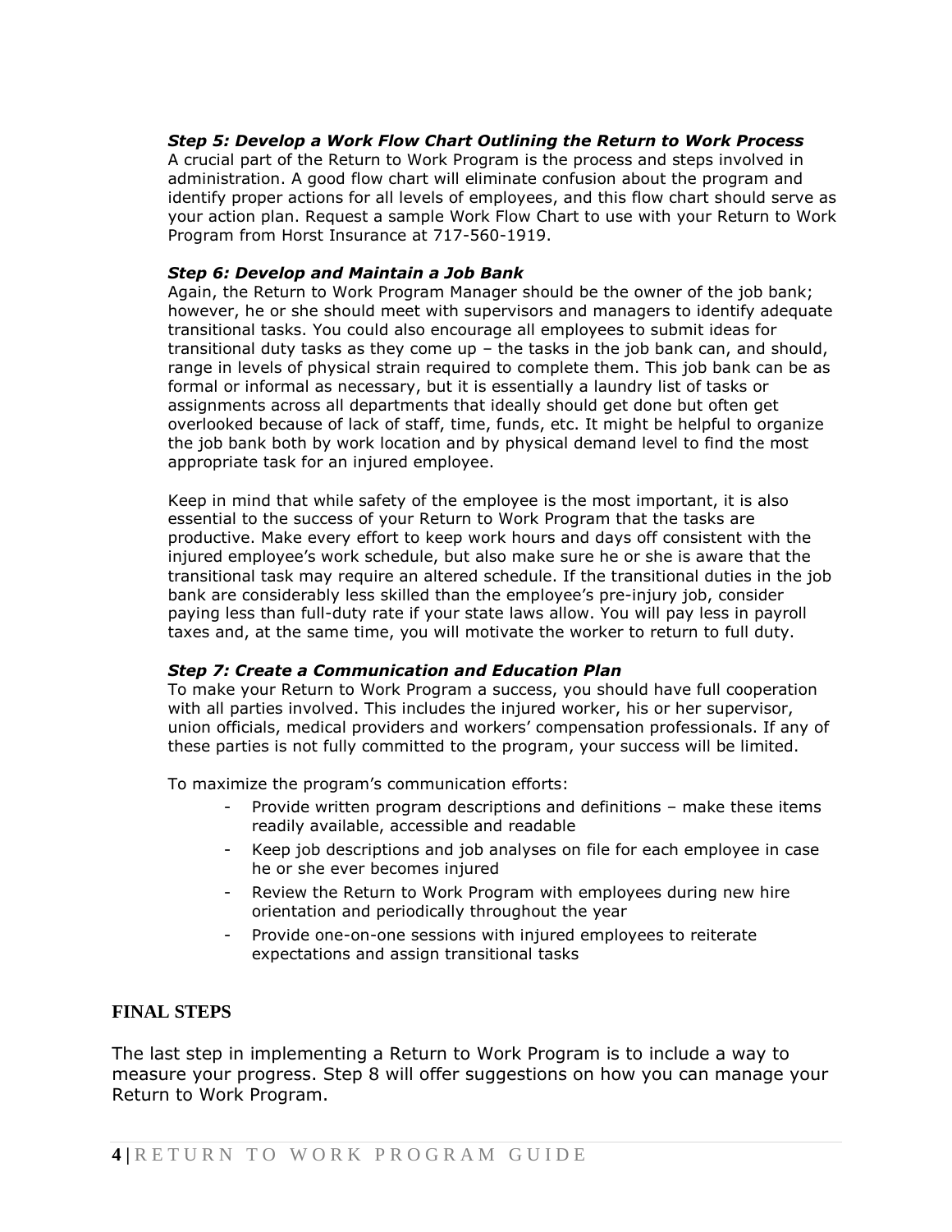***Step 5: Develop a Work Flow Chart Outlining the Return to Work Process***

A crucial part of the Return to Work Program is the process and steps involved in administration. A good flow chart will eliminate confusion about the program and identify proper actions for all levels of employees, and this flow chart should serve as your action plan. Request a sample Work Flow Chart to use with your Return to Work Program from Horst Insurance at 717-560-1919.

***Step 6: Develop and Maintain a Job Bank***

Again, the Return to Work Program Manager should be the owner of the job bank; however, he or she should meet with supervisors and managers to identify adequate transitional tasks. You could also encourage all employees to submit ideas for transitional duty tasks as they come up – the tasks in the job bank can, and should, range in levels of physical strain required to complete them. This job bank can be as formal or informal as necessary, but it is essentially a laundry list of tasks or assignments across all departments that ideally should get done but often get overlooked because of lack of staff, time, funds, etc. It might be helpful to organize the job bank both by work location and by physical demand level to find the most appropriate task for an injured employee.

Keep in mind that while safety of the employee is the most important, it is also essential to the success of your Return to Work Program that the tasks are productive. Make every effort to keep work hours and days off consistent with the injured employee's work schedule, but also make sure he or she is aware that the transitional task may require an altered schedule. If the transitional duties in the job bank are considerably less skilled than the employee's pre-injury job, consider paying less than full-duty rate if your state laws allow. You will pay less in payroll taxes and, at the same time, you will motivate the worker to return to full duty.

***Step 7: Create a Communication and Education Plan***

To make your Return to Work Program a success, you should have full cooperation with all parties involved. This includes the injured worker, his or her supervisor, union officials, medical providers and workers' compensation professionals. If any of these parties is not fully committed to the program, your success will be limited.

To maximize the program's communication efforts:

- Provide written program descriptions and definitions – make these items readily available, accessible and readable
- Keep job descriptions and job analyses on file for each employee in case he or she ever becomes injured
- Review the Return to Work Program with employees during new hire orientation and periodically throughout the year
- Provide one-on-one sessions with injured employees to reiterate expectations and assign transitional tasks

## FINAL STEPS

The last step in implementing a Return to Work Program is to include a way to measure your progress. Step 8 will offer suggestions on how you can manage your Return to Work Program.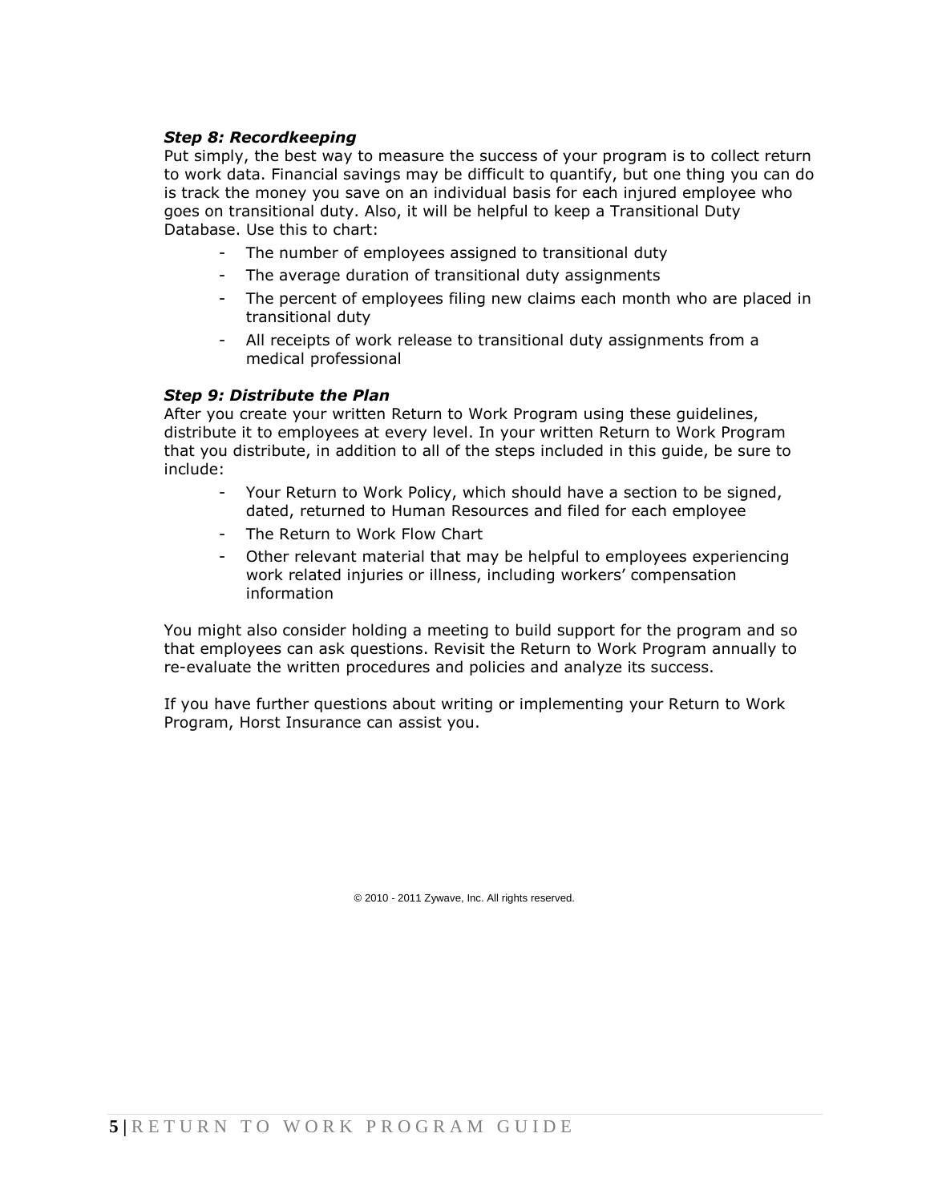***Step 8: Recordkeeping***

Put simply, the best way to measure the success of your program is to collect return to work data. Financial savings may be difficult to quantify, but one thing you can do is track the money you save on an individual basis for each injured employee who goes on transitional duty. Also, it will be helpful to keep a Transitional Duty Database. Use this to chart:

- The number of employees assigned to transitional duty
- The average duration of transitional duty assignments
- The percent of employees filing new claims each month who are placed in transitional duty
- All receipts of work release to transitional duty assignments from a medical professional

***Step 9: Distribute the Plan***

After you create your written Return to Work Program using these guidelines, distribute it to employees at every level. In your written Return to Work Program that you distribute, in addition to all of the steps included in this guide, be sure to include:

- Your Return to Work Policy, which should have a section to be signed, dated, returned to Human Resources and filed for each employee
- The Return to Work Flow Chart
- Other relevant material that may be helpful to employees experiencing work related injuries or illness, including workers' compensation information

You might also consider holding a meeting to build support for the program and so that employees can ask questions. Revisit the Return to Work Program annually to re-evaluate the written procedures and policies and analyze its success.

If you have further questions about writing or implementing your Return to Work Program, Horst Insurance can assist you.

© 2010 - 2011 Zywave, Inc. All rights reserved.